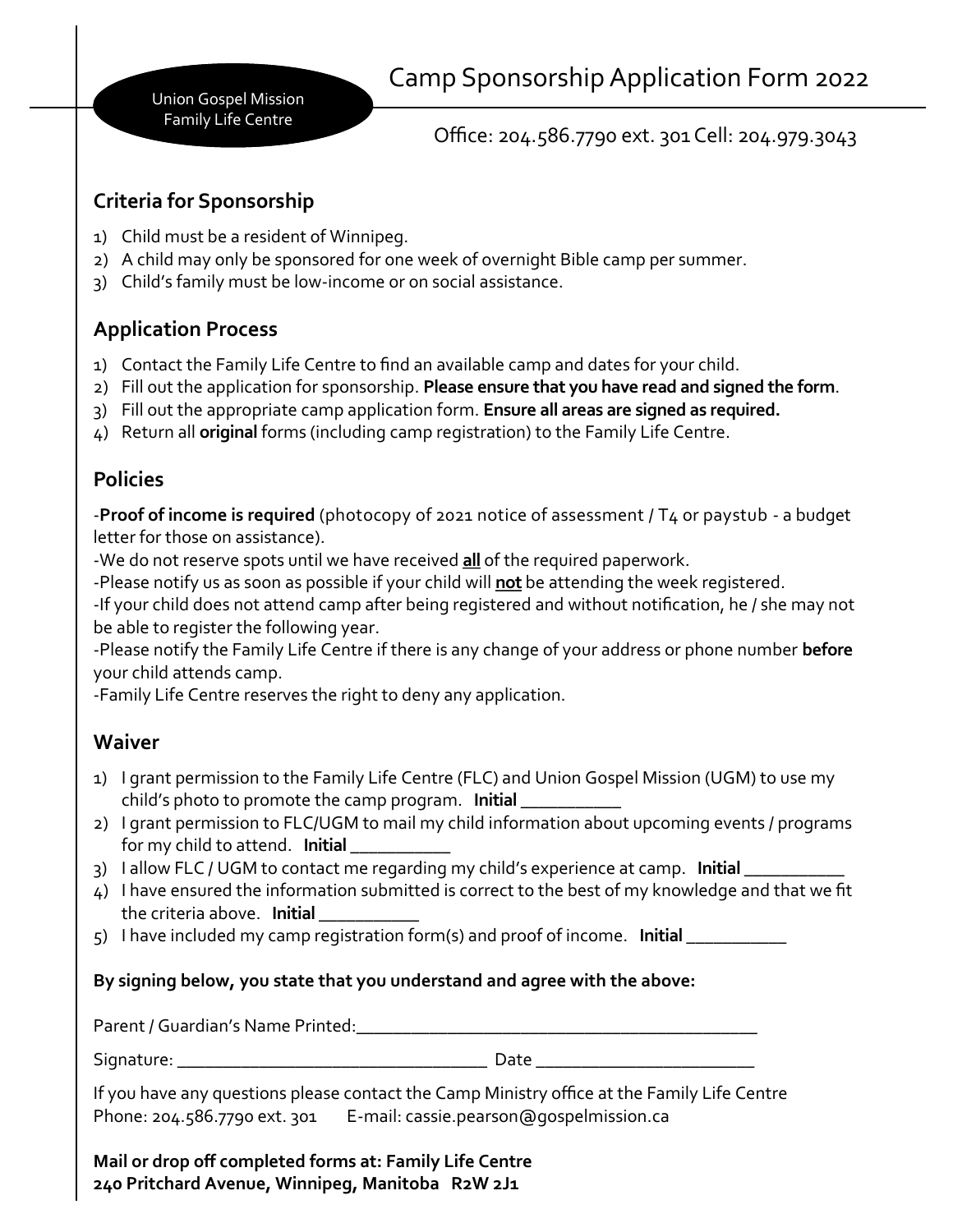Union Gospel Mission
Family Life Centre

# Camp Sponsorship Application Form 2022

Office: 204.586.7790 ext. 301 Cell: 204.979.3043

## Criteria for Sponsorship

1) Child must be a resident of Winnipeg.
2) A child may only be sponsored for one week of overnight Bible camp per summer.
3) Child's family must be low-income or on social assistance.

## Application Process

1) Contact the Family Life Centre to find an available camp and dates for your child.
2) Fill out the application for sponsorship. **Please ensure that you have read and signed the form**.
3) Fill out the appropriate camp application form. **Ensure all areas are signed as required.**
4) Return all **original** forms (including camp registration) to the Family Life Centre.

## Policies

-**Proof of income is required** (photocopy of 2021 notice of assessment / T4 or paystub - a budget letter for those on assistance).
-We do not reserve spots until we have received **all** of the required paperwork.
-Please notify us as soon as possible if your child will **not** be attending the week registered.
-If your child does not attend camp after being registered and without notification, he / she may not be able to register the following year.
-Please notify the Family Life Centre if there is any change of your address or phone number **before** your child attends camp.
-Family Life Centre reserves the right to deny any application.

## Waiver

1) I grant permission to the Family Life Centre (FLC) and Union Gospel Mission (UGM) to use my child's photo to promote the camp program. **Initial** ___________
2) I grant permission to FLC/UGM to mail my child information about upcoming events / programs for my child to attend. **Initial** ___________
3) I allow FLC / UGM to contact me regarding my child's experience at camp. **Initial** ___________
4) I have ensured the information submitted is correct to the best of my knowledge and that we fit the criteria above. **Initial** ___________
5) I have included my camp registration form(s) and proof of income. **Initial** ___________

**By signing below, you state that you understand and agree with the above:**

Parent / Guardian's Name Printed:_____________________________________________

Signature: __________________________________ Date ________________________

If you have any questions please contact the Camp Ministry office at the Family Life Centre
Phone: 204.586.7790 ext. 301 E-mail: cassie.pearson@gospelmission.ca

**Mail or drop off completed forms at: Family Life Centre**
**240 Pritchard Avenue, Winnipeg, Manitoba R2W 2J1**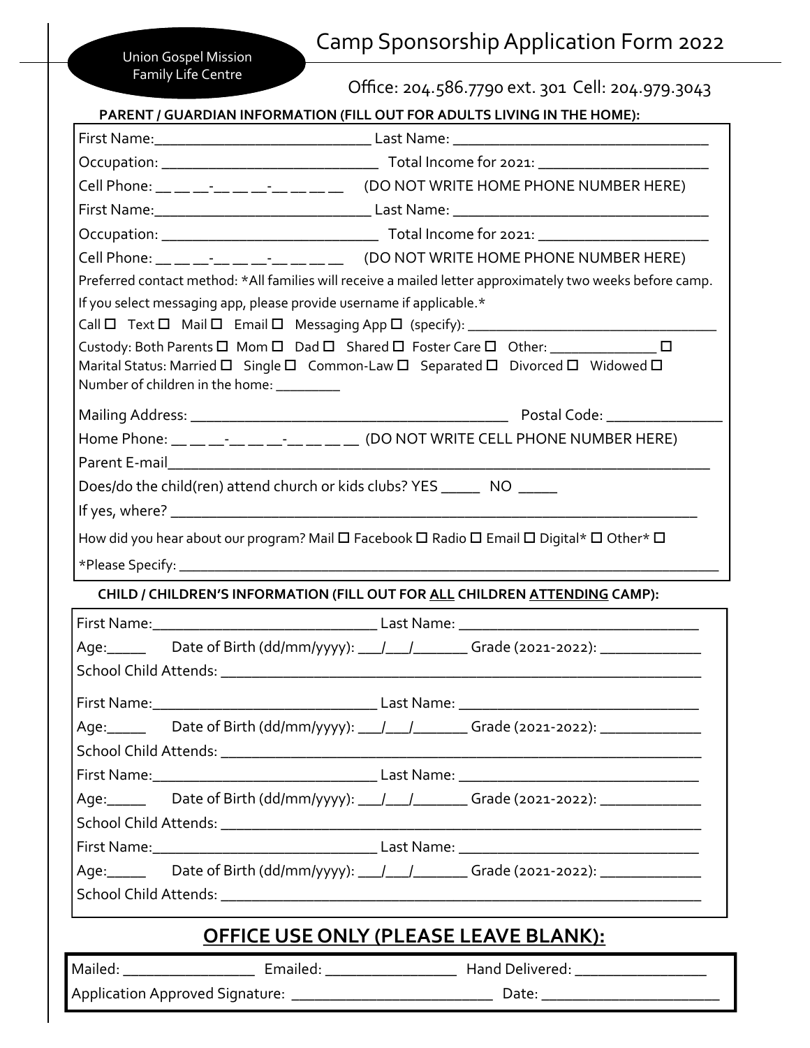Union Gospel Mission
Family Life Centre

# Camp Sponsorship Application Form 2022

Office: 204.586.7790 ext. 301 Cell: 204.979.3043

**PARENT / GUARDIAN INFORMATION (FILL OUT FOR ADULTS LIVING IN THE HOME):**

First Name:____________________________ Last Name: ________________________________

Occupation: ____________________________ Total Income for 2021: _____________________

Cell Phone: __ __ __-__ __ __-__ __ __ __ (DO NOT WRITE HOME PHONE NUMBER HERE)

First Name:____________________________ Last Name: ________________________________

Occupation: ____________________________ Total Income for 2021: _____________________

Cell Phone: __ __ __-__ __ __-__ __ __ __ (DO NOT WRITE HOME PHONE NUMBER HERE)

Preferred contact method: *All families will receive a mailed letter approximately two weeks before camp. If you select messaging app, please provide username if applicable.*

Call ☐ Text ☐ Mail ☐ Email ☐ Messaging App ☐ (specify): ________________________________

Custody: Both Parents ☐ Mom ☐ Dad ☐ Shared ☐ Foster Care ☐ Other: ______________ ☐

Marital Status: Married ☐ Single ☐ Common-Law ☐ Separated ☐ Divorced ☐ Widowed ☐

Number of children in the home: ________

Mailing Address: ________________________________________ Postal Code: _______________

Home Phone: __ __ __-__ __ __-__ __ __ __ (DO NOT WRITE CELL PHONE NUMBER HERE)

Parent E-mail____________________________________________________________________

Does/do the child(ren) attend church or kids clubs? YES _____ NO _____

If yes, where? _________________________________________________________________

How did you hear about our program? Mail ☐ Facebook ☐ Radio ☐ Email ☐ Digital* ☐ Other* ☐

*Please Specify: _________________________________________________________________

**CHILD / CHILDREN'S INFORMATION (FILL OUT FOR ALL CHILDREN ATTENDING CAMP):**

First Name:____________________________ Last Name: ______________________________

Age:_____ Date of Birth (dd/mm/yyyy): ___/___/_______ Grade (2021-2022): _____________

School Child Attends: ______________________________________________________________

First Name:____________________________ Last Name: ______________________________

Age:_____ Date of Birth (dd/mm/yyyy): ___/___/_______ Grade (2021-2022): _____________

School Child Attends: ______________________________________________________________

First Name:____________________________ Last Name: ______________________________

Age:_____ Date of Birth (dd/mm/yyyy): ___/___/_______ Grade (2021-2022): _____________

School Child Attends: ______________________________________________________________

First Name:____________________________ Last Name: ______________________________

Age:_____ Date of Birth (dd/mm/yyyy): ___/___/_______ Grade (2021-2022): _____________

School Child Attends: ______________________________________________________________

## OFFICE USE ONLY (PLEASE LEAVE BLANK):

Mailed: ________________ Emailed: ________________ Hand Delivered: ________________

Application Approved Signature: _________________________ Date: ______________________